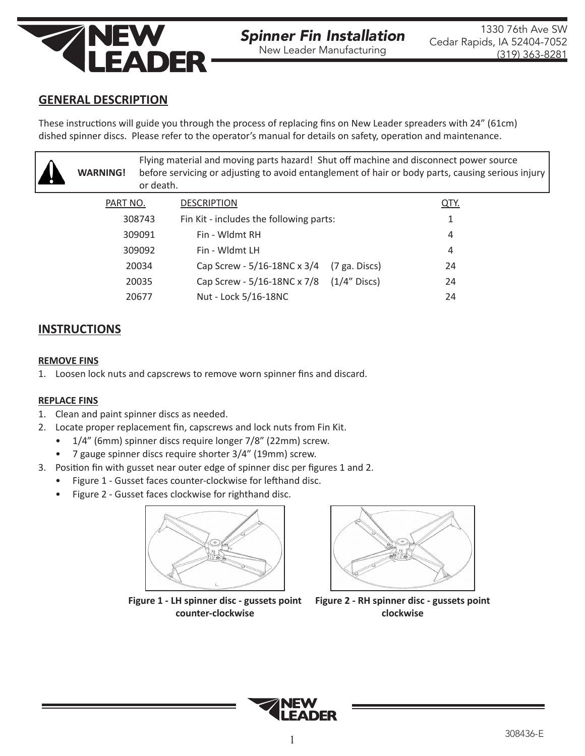# Spinner Fin Installation

New Leader Manufacturing

1330 76th Ave SW
Cedar Rapids, IA 52404-7052
(319) 363-8281

## GENERAL DESCRIPTION

These instructions will guide you through the process of replacing fins on New Leader spreaders with 24" (61cm) dished spinner discs. Please refer to the operator's manual for details on safety, operation and maintenance.

**WARNING!** Flying material and moving parts hazard! Shut off machine and disconnect power source before servicing or adjusting to avoid entanglement of hair or body parts, causing serious injury or death.

| PART NO. | DESCRIPTION | | QTY. |
|---|---|---|---|
| 308743 | Fin Kit - includes the following parts: | | 1 |
| 309091 | Fin - Wldmt RH | | 4 |
| 309092 | Fin - Wldmt LH | | 4 |
| 20034 | Cap Screw - 5/16-18NC x 3/4 | (7 ga. Discs) | 24 |
| 20035 | Cap Screw - 5/16-18NC x 7/8 | (1/4" Discs) | 24 |
| 20677 | Nut - Lock 5/16-18NC | | 24 |

## INSTRUCTIONS

### REMOVE FINS

1. Loosen lock nuts and capscrews to remove worn spinner fins and discard.

### REPLACE FINS

1. Clean and paint spinner discs as needed.
2. Locate proper replacement fin, capscrews and lock nuts from Fin Kit.
   - 1/4" (6mm) spinner discs require longer 7/8" (22mm) screw.
   - 7 gauge spinner discs require shorter 3/4" (19mm) screw.
3. Position fin with gusset near outer edge of spinner disc per figures 1 and 2.
   - Figure 1 - Gusset faces counter-clockwise for lefthand disc.
   - Figure 2 - Gusset faces clockwise for righthand disc.

**Figure 1 - LH spinner disc - gussets point counter-clockwise**

**Figure 2 - RH spinner disc - gussets point clockwise**

308436-E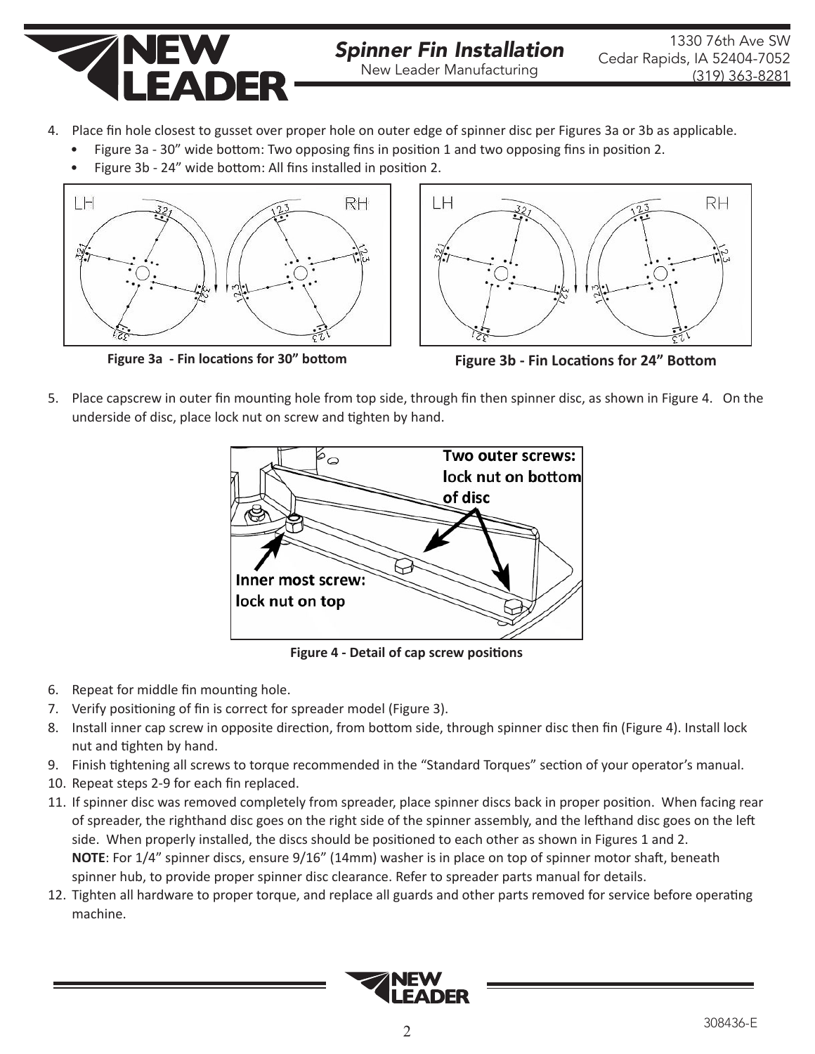4. Place fin hole closest to gusset over proper hole on outer edge of spinner disc per Figures 3a or 3b as applicable.
   - Figure 3a - 30” wide bottom: Two opposing fins in position 1 and two opposing fins in position 2.
   - Figure 3b - 24” wide bottom: All fins installed in position 2.

LH
RH

**Figure 3a - Fin locations for 30” bottom**

LH
RH

**Figure 3b - Fin Locations for 24” Bottom**

5. Place capscrew in outer fin mounting hole from top side, through fin then spinner disc, as shown in Figure 4. On the underside of disc, place lock nut on screw and tighten by hand.

Two outer screws: lock nut on bottom of disc

Inner most screw: lock nut on top

**Figure 4 - Detail of cap screw positions**

6. Repeat for middle fin mounting hole.
7. Verify positioning of fin is correct for spreader model (Figure 3).
8. Install inner cap screw in opposite direction, from bottom side, through spinner disc then fin (Figure 4). Install lock nut and tighten by hand.
9. Finish tightening all screws to torque recommended in the “Standard Torques” section of your operator’s manual.
10. Repeat steps 2-9 for each fin replaced.
11. If spinner disc was removed completely from spreader, place spinner discs back in proper position. When facing rear of spreader, the righthand disc goes on the right side of the spinner assembly, and the lefthand disc goes on the left side. When properly installed, the discs should be positioned to each other as shown in Figures 1 and 2.
    **NOTE**: For 1/4” spinner discs, ensure 9/16” (14mm) washer is in place on top of spinner motor shaft, beneath spinner hub, to provide proper spinner disc clearance. Refer to spreader parts manual for details.
12. Tighten all hardware to proper torque, and replace all guards and other parts removed for service before operating machine.